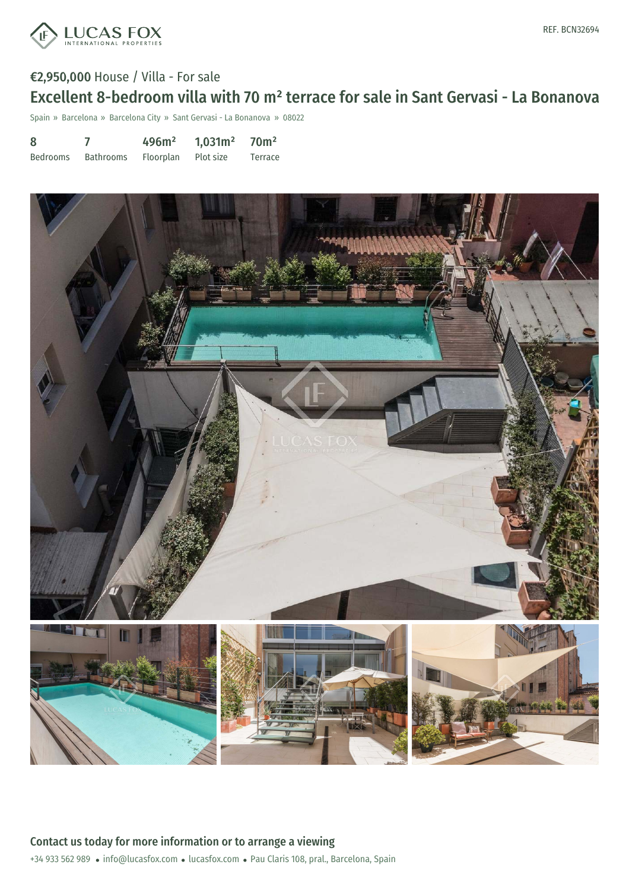LUCAS FOX
INTERNATIONAL PROPERTIES

REF. BCN32694

**€2,950,000** House / Villa - For sale

# Excellent 8-bedroom villa with 70 m² terrace for sale in Sant Gervasi - La Bonanova

Spain » Barcelona » Barcelona City » Sant Gervasi - La Bonanova » 08022

| 8 | 7 | 496m² | 1,031m² | 70m² |
|---|---|---|---|---|
| Bedrooms | Bathrooms | Floorplan | Plot size | Terrace |

## Contact us today for more information or to arrange a viewing

+34 933 562 989 • info@lucasfox.com • lucasfox.com • Pau Claris 108, pral., Barcelona, Spain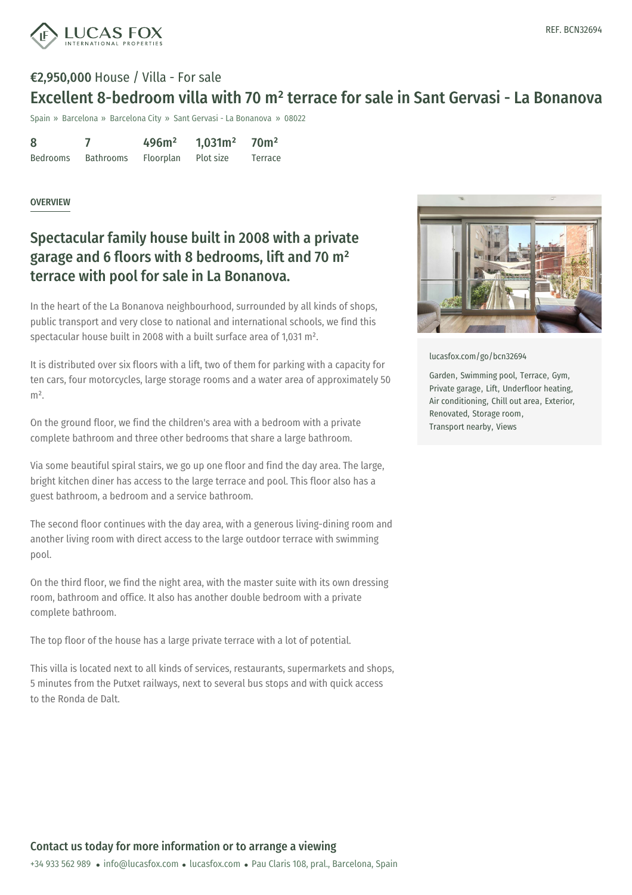REF. BCN32694

**€2,950,000** House / Villa - For sale

# Excellent 8-bedroom villa with 70 m² terrace for sale in Sant Gervasi - La Bonanova

Spain » Barcelona » Barcelona City » Sant Gervasi - La Bonanova » 08022

| 8 | 7 | 496m² | 1,031m² | 70m² |
|---|---|---|---|---|
| Bedrooms | Bathrooms | Floorplan | Plot size | Terrace |

## OVERVIEW

### Spectacular family house built in 2008 with a private garage and 6 floors with 8 bedrooms, lift and 70 m² terrace with pool for sale in La Bonanova.

In the heart of the La Bonanova neighbourhood, surrounded by all kinds of shops, public transport and very close to national and international schools, we find this spectacular house built in 2008 with a built surface area of 1,031 m².

It is distributed over six floors with a lift, two of them for parking with a capacity for ten cars, four motorcycles, large storage rooms and a water area of approximately 50 m².

On the ground floor, we find the children's area with a bedroom with a private complete bathroom and three other bedrooms that share a large bathroom.

Via some beautiful spiral stairs, we go up one floor and find the day area. The large, bright kitchen diner has access to the large terrace and pool. This floor also has a guest bathroom, a bedroom and a service bathroom.

The second floor continues with the day area, with a generous living-dining room and another living room with direct access to the large outdoor terrace with swimming pool.

On the third floor, we find the night area, with the master suite with its own dressing room, bathroom and office. It also has another double bedroom with a private complete bathroom.

The top floor of the house has a large private terrace with a lot of potential.

This villa is located next to all kinds of services, restaurants, supermarkets and shops, 5 minutes from the Putxet railways, next to several bus stops and with quick access to the Ronda de Dalt.

lucasfox.com/go/bcn32694

Garden, Swimming pool, Terrace, Gym, Private garage, Lift, Underfloor heating, Air conditioning, Chill out area, Exterior, Renovated, Storage room, Transport nearby, Views

**Contact us today for more information or to arrange a viewing**

+34 933 562 989 • info@lucasfox.com • lucasfox.com • Pau Claris 108, pral., Barcelona, Spain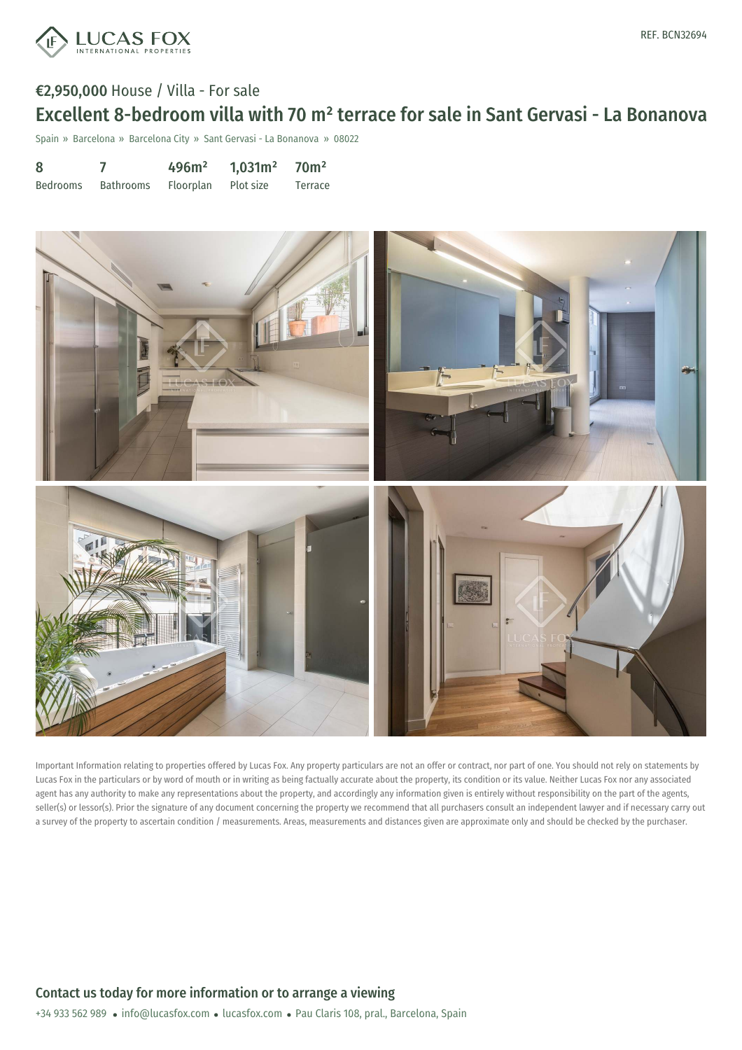REF. BCN32694

**€2,950,000** House / Villa - For sale

# Excellent 8-bedroom villa with 70 m² terrace for sale in Sant Gervasi - La Bonanova

Spain » Barcelona » Barcelona City » Sant Gervasi - La Bonanova » 08022

| 8 | 7 | 496m² | 1,031m² | 70m² |
| --- | --- | --- | --- | --- |
| Bedrooms | Bathrooms | Floorplan | Plot size | Terrace |

Important Information relating to properties offered by Lucas Fox. Any property particulars are not an offer or contract, nor part of one. You should not rely on statements by Lucas Fox in the particulars or by word of mouth or in writing as being factually accurate about the property, its condition or its value. Neither Lucas Fox nor any associated agent has any authority to make any representations about the property, and accordingly any information given is entirely without responsibility on the part of the agents, seller(s) or lessor(s). Prior the signature of any document concerning the property we recommend that all purchasers consult an independent lawyer and if necessary carry out a survey of the property to ascertain condition / measurements. Areas, measurements and distances given are approximate only and should be checked by the purchaser.

## Contact us today for more information or to arrange a viewing

+34 933 562 989 • info@lucasfox.com • lucasfox.com • Pau Claris 108, pral., Barcelona, Spain